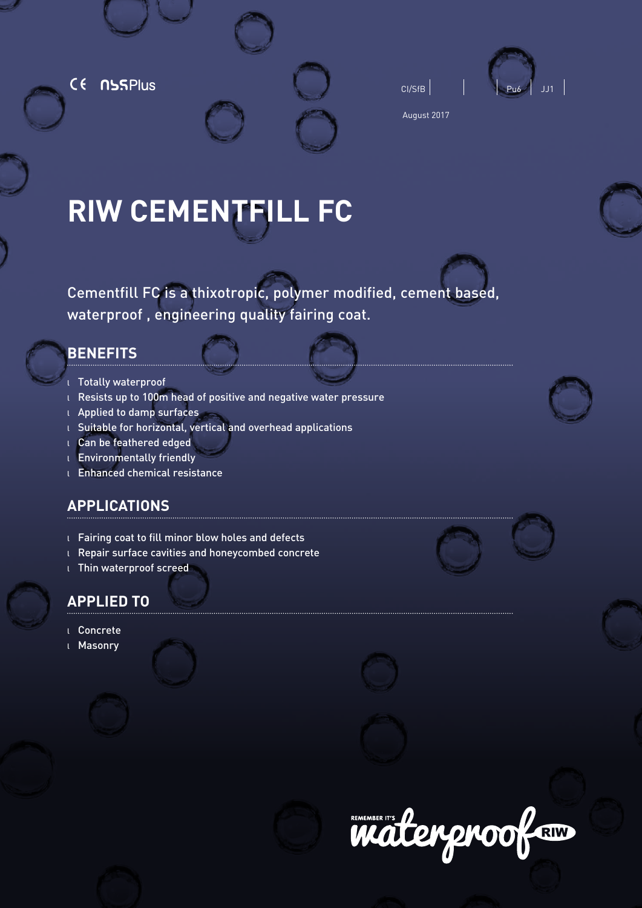CE NSSPlus

CI/SfB | | Pu6 | JJ1

August 2017

# RIW CEMENTFILL FC

Cementfill FC is a thixotropic, polymer modified, cement based, waterproof , engineering quality fairing coat.

## BENEFITS

- Totally waterproof
- Resists up to 100m head of positive and negative water pressure
- Applied to damp surfaces
- Suitable for horizontal, vertical and overhead applications
- Can be feathered edged
- Environmentally friendly
- Enhanced chemical resistance

## APPLICATIONS

- Fairing coat to fill minor blow holes and defects
- Repair surface cavities and honeycombed concrete
- Thin waterproof screed

## APPLIED TO

- Concrete
- Masonry

REMEMBER IT'S waterproof RIW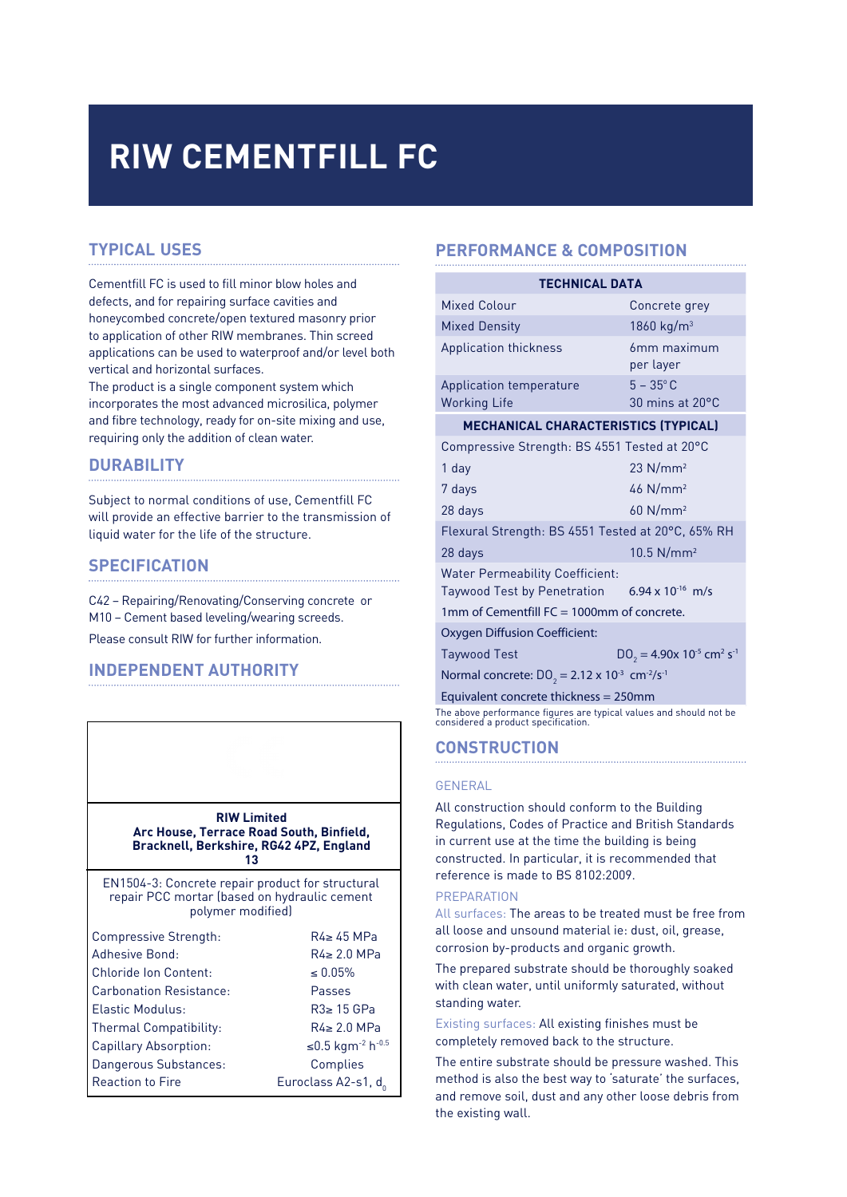# RIW CEMENTFILL FC

## TYPICAL USES

Cementfill FC is used to fill minor blow holes and defects, and for repairing surface cavities and honeycombed concrete/open textured masonry prior to application of other RIW membranes. Thin screed applications can be used to waterproof and/or level both vertical and horizontal surfaces.

The product is a single component system which incorporates the most advanced microsilica, polymer and fibre technology, ready for on-site mixing and use, requiring only the addition of clean water.

## DURABILITY

Subject to normal conditions of use, Cementfill FC will provide an effective barrier to the transmission of liquid water for the life of the structure.

## SPECIFICATION

C42 – Repairing/Renovating/Conserving concrete or M10 – Cement based leveling/wearing screeds.

Please consult RIW for further information.

## INDEPENDENT AUTHORITY

**RIW Limited**
**Arc House, Terrace Road South, Binfield, Bracknell, Berkshire, RG42 4PZ, England**
**13**

EN1504-3: Concrete repair product for structural repair PCC mortar (based on hydraulic cement polymer modified)

| | |
|---|---|
| Compressive Strength: | R4≥ 45 MPa |
| Adhesive Bond: | R4≥ 2.0 MPa |
| Chloride Ion Content: | ≤ 0.05% |
| Carbonation Resistance: | Passes |
| Elastic Modulus: | R3≥ 15 GPa |
| Thermal Compatibility: | R4≥ 2.0 MPa |
| Capillary Absorption: | ≤0.5 $kgm^{-2}\ h^{-0.5}$ |
| Dangerous Substances: | Complies |
| Reaction to Fire | Euroclass A2-s1, $d_0$ |

## PERFORMANCE & COMPOSITION

| TECHNICAL DATA | |
|---|---|
| Mixed Colour | Concrete grey |
| Mixed Density | 1860 $kg/m^3$ |
| Application thickness | 6mm maximum per layer |
| Application temperature | 5 – 35°C |
| Working Life | 30 mins at 20°C |
| **MECHANICAL CHARACTERISTICS (TYPICAL)** | |
| Compressive Strength: BS 4551 Tested at 20°C | |
| 1 day | 23 $N/mm^2$ |
| 7 days | 46 $N/mm^2$ |
| 28 days | 60 $N/mm^2$ |
| Flexural Strength: BS 4551 Tested at 20°C, 65% RH | |
| 28 days | 10.5 $N/mm^2$ |
| Water Permeability Coefficient: | |
| Taywood Test by Penetration | $6.94 \times 10^{-16}$ m/s |
| 1mm of Cementfill FC = 1000mm of concrete. | |
| Oxygen Diffusion Coefficient: | |
| Taywood Test | $DO_2 = 4.90 \times 10^{-5}\ cm^2\ s^{-1}$ |
| Normal concrete: $DO_2 = 2.12 \times 10^{-3}\ cm^{-2}/s^{-1}$ | |
| Equivalent concrete thickness = 250mm | |

The above performance figures are typical values and should not be considered a product specification.

## CONSTRUCTION

### GENERAL

All construction should conform to the Building Regulations, Codes of Practice and British Standards in current use at the time the building is being constructed. In particular, it is recommended that reference is made to BS 8102:2009.

### PREPARATION

All surfaces: The areas to be treated must be free from all loose and unsound material ie: dust, oil, grease, corrosion by-products and organic growth.

The prepared substrate should be thoroughly soaked with clean water, until uniformly saturated, without standing water.

Existing surfaces: All existing finishes must be completely removed back to the structure.

The entire substrate should be pressure washed. This method is also the best way to 'saturate' the surfaces, and remove soil, dust and any other loose debris from the existing wall.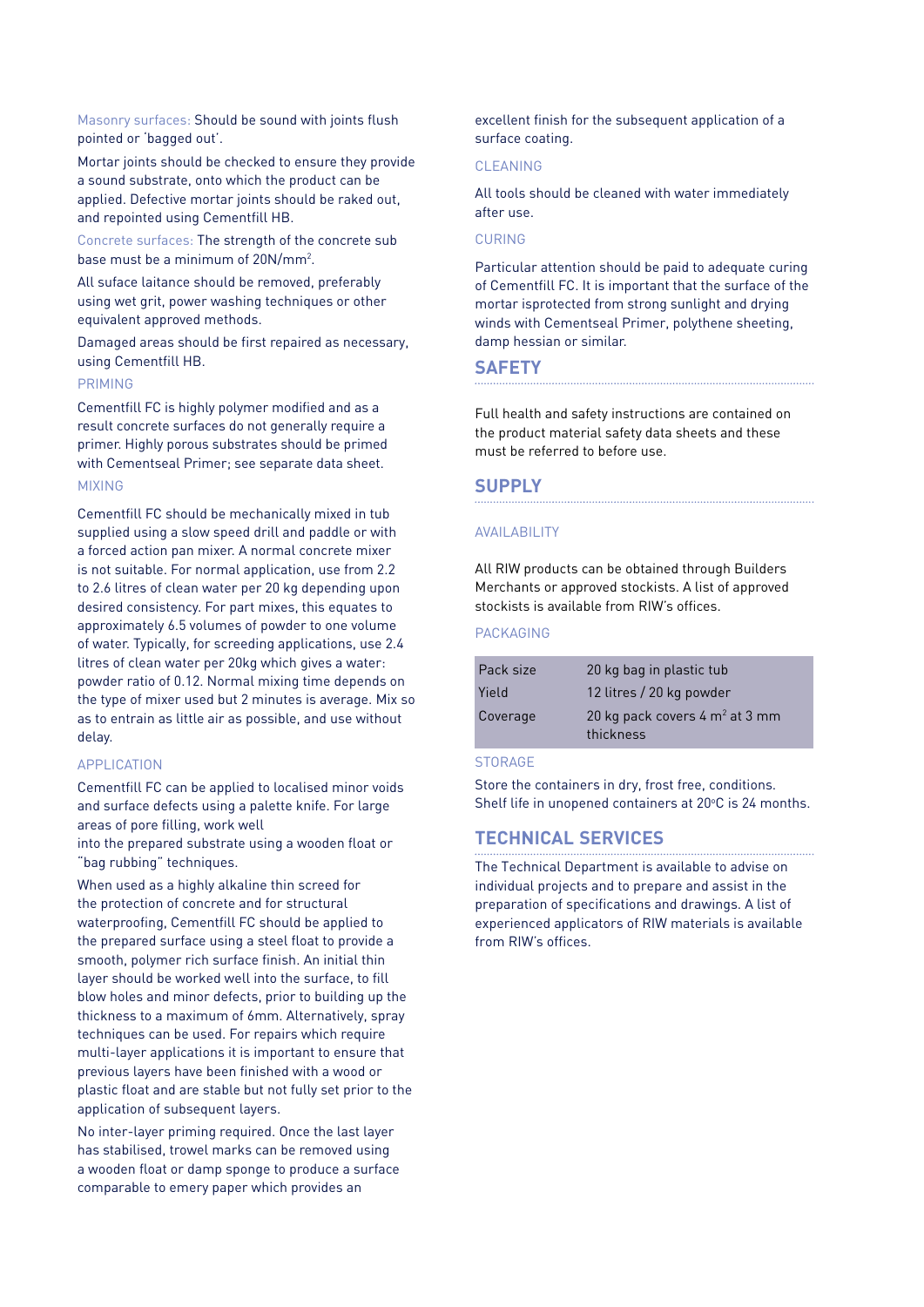Masonry surfaces: Should be sound with joints flush pointed or 'bagged out'.

Mortar joints should be checked to ensure they provide a sound substrate, onto which the product can be applied. Defective mortar joints should be raked out, and repointed using Cementfill HB.

Concrete surfaces: The strength of the concrete sub base must be a minimum of 20N/mm$^2$.

All suface laitance should be removed, preferably using wet grit, power washing techniques or other equivalent approved methods.

Damaged areas should be first repaired as necessary, using Cementfill HB.

### PRIMING

Cementfill FC is highly polymer modified and as a result concrete surfaces do not generally require a primer. Highly porous substrates should be primed with Cementseal Primer; see separate data sheet.

### MIXING

Cementfill FC should be mechanically mixed in tub supplied using a slow speed drill and paddle or with a forced action pan mixer. A normal concrete mixer is not suitable. For normal application, use from 2.2 to 2.6 litres of clean water per 20 kg depending upon desired consistency. For part mixes, this equates to approximately 6.5 volumes of powder to one volume of water. Typically, for screeding applications, use 2.4 litres of clean water per 20kg which gives a water: powder ratio of 0.12. Normal mixing time depends on the type of mixer used but 2 minutes is average. Mix so as to entrain as little air as possible, and use without delay.

### APPLICATION

Cementfill FC can be applied to localised minor voids and surface defects using a palette knife. For large areas of pore filling, work well into the prepared substrate using a wooden float or "bag rubbing" techniques.

When used as a highly alkaline thin screed for the protection of concrete and for structural waterproofing, Cementfill FC should be applied to the prepared surface using a steel float to provide a smooth, polymer rich surface finish. An initial thin layer should be worked well into the surface, to fill blow holes and minor defects, prior to building up the thickness to a maximum of 6mm. Alternatively, spray techniques can be used. For repairs which require multi-layer applications it is important to ensure that previous layers have been finished with a wood or plastic float and are stable but not fully set prior to the application of subsequent layers.

No inter-layer priming required. Once the last layer has stabilised, trowel marks can be removed using a wooden float or damp sponge to produce a surface comparable to emery paper which provides an excellent finish for the subsequent application of a surface coating.

### CLEANING

All tools should be cleaned with water immediately after use.

### CURING

Particular attention should be paid to adequate curing of Cementfill FC. It is important that the surface of the mortar isprotected from strong sunlight and drying winds with Cementseal Primer, polythene sheeting, damp hessian or similar.

## SAFETY

Full health and safety instructions are contained on the product material safety data sheets and these must be referred to before use.

## SUPPLY

### AVAILABILITY

All RIW products can be obtained through Builders Merchants or approved stockists. A list of approved stockists is available from RIW's offices.

### PACKAGING

| Pack size | 20 kg bag in plastic tub |
|---|---|
| Yield | 12 litres / 20 kg powder |
| Coverage | 20 kg pack covers 4 m$^2$ at 3 mm thickness |

### STORAGE

Store the containers in dry, frost free, conditions. Shelf life in unopened containers at 20°C is 24 months.

## TECHNICAL SERVICES

The Technical Department is available to advise on individual projects and to prepare and assist in the preparation of specifications and drawings. A list of experienced applicators of RIW materials is available from RIW's offices.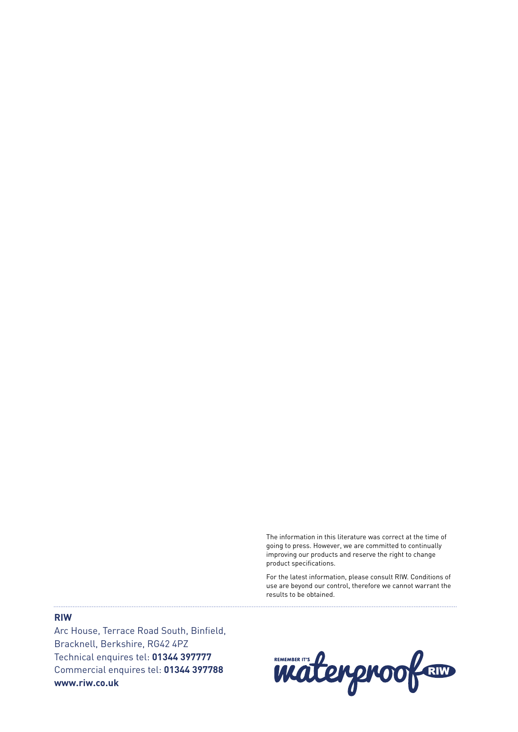The information in this literature was correct at the time of going to press. However, we are committed to continually improving our products and reserve the right to change product specifications.

For the latest information, please consult RIW. Conditions of use are beyond our control, therefore we cannot warrant the results to be obtained.

**RIW**

Arc House, Terrace Road South, Binfield,
Bracknell, Berkshire, RG42 4PZ
Technical enquires tel: **01344 397777**
Commercial enquires tel: **01344 397788**
**www.riw.co.uk**

REMEMBER IT'S waterproof RIW